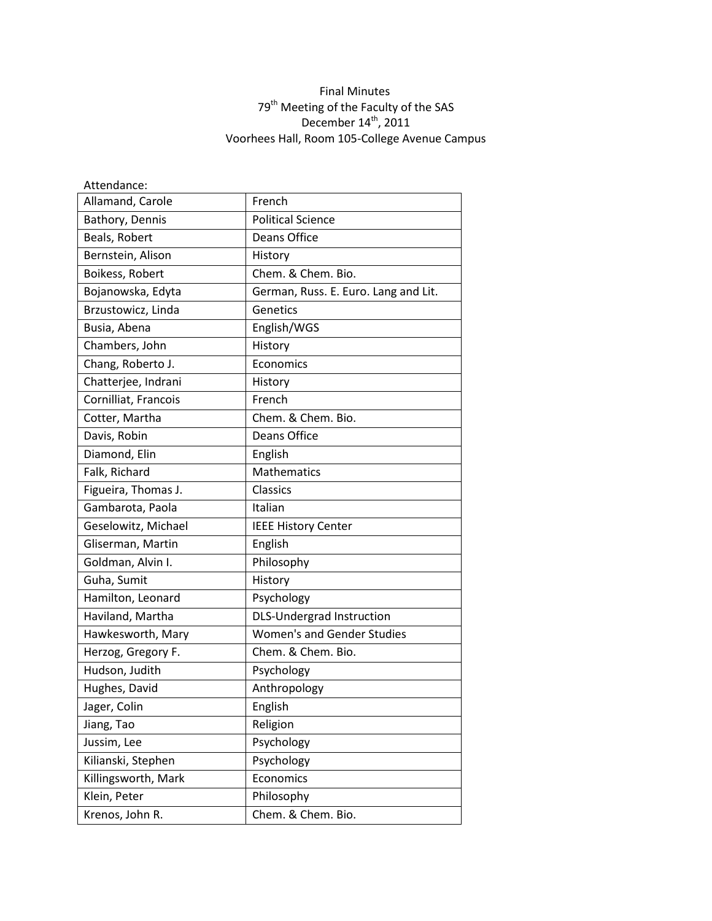# Final Minutes

## 79th Meeting of the Faculty of the SAS

December 14th, 2011

Voorhees Hall, Room 105-College Avenue Campus

Attendance:

| | |
|---|---|
| Allamand, Carole | French |
| Bathory, Dennis | Political Science |
| Beals, Robert | Deans Office |
| Bernstein, Alison | History |
| Boikess, Robert | Chem. & Chem. Bio. |
| Bojanowska, Edyta | German, Russ. E. Euro. Lang and Lit. |
| Brzustowicz, Linda | Genetics |
| Busia, Abena | English/WGS |
| Chambers, John | History |
| Chang, Roberto J. | Economics |
| Chatterjee, Indrani | History |
| Cornilliat, Francois | French |
| Cotter, Martha | Chem. & Chem. Bio. |
| Davis, Robin | Deans Office |
| Diamond, Elin | English |
| Falk, Richard | Mathematics |
| Figueira, Thomas J. | Classics |
| Gambarota, Paola | Italian |
| Geselowitz, Michael | IEEE History Center |
| Gliserman, Martin | English |
| Goldman, Alvin I. | Philosophy |
| Guha, Sumit | History |
| Hamilton, Leonard | Psychology |
| Haviland, Martha | DLS-Undergrad Instruction |
| Hawkesworth, Mary | Women's and Gender Studies |
| Herzog, Gregory F. | Chem. & Chem. Bio. |
| Hudson, Judith | Psychology |
| Hughes, David | Anthropology |
| Jager, Colin | English |
| Jiang, Tao | Religion |
| Jussim, Lee | Psychology |
| Kilianski, Stephen | Psychology |
| Killingsworth, Mark | Economics |
| Klein, Peter | Philosophy |
| Krenos, John R. | Chem. & Chem. Bio. |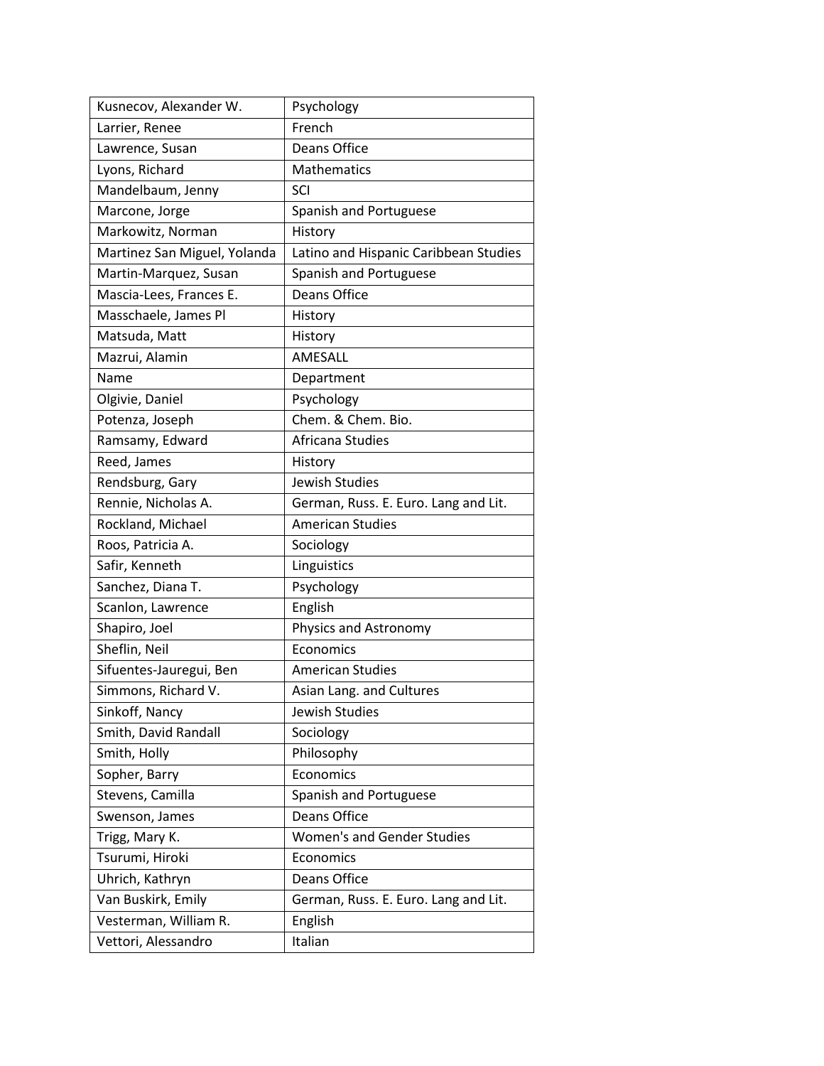| Kusnecov, Alexander W. | Psychology |
|---|---|
| Larrier, Renee | French |
| Lawrence, Susan | Deans Office |
| Lyons, Richard | Mathematics |
| Mandelbaum, Jenny | SCI |
| Marcone, Jorge | Spanish and Portuguese |
| Markowitz, Norman | History |
| Martinez San Miguel, Yolanda | Latino and Hispanic Caribbean Studies |
| Martin-Marquez, Susan | Spanish and Portuguese |
| Mascia-Lees, Frances E. | Deans Office |
| Masschaele, James Pl | History |
| Matsuda, Matt | History |
| Mazrui, Alamin | AMESALL |
| Name | Department |
| Olgivie, Daniel | Psychology |
| Potenza, Joseph | Chem. & Chem. Bio. |
| Ramsamy, Edward | Africana Studies |
| Reed, James | History |
| Rendsburg, Gary | Jewish Studies |
| Rennie, Nicholas A. | German, Russ. E. Euro. Lang and Lit. |
| Rockland, Michael | American Studies |
| Roos, Patricia A. | Sociology |
| Safir, Kenneth | Linguistics |
| Sanchez, Diana T. | Psychology |
| Scanlon, Lawrence | English |
| Shapiro, Joel | Physics and Astronomy |
| Sheflin, Neil | Economics |
| Sifuentes-Jauregui, Ben | American Studies |
| Simmons, Richard V. | Asian Lang. and Cultures |
| Sinkoff, Nancy | Jewish Studies |
| Smith, David Randall | Sociology |
| Smith, Holly | Philosophy |
| Sopher, Barry | Economics |
| Stevens, Camilla | Spanish and Portuguese |
| Swenson, James | Deans Office |
| Trigg, Mary K. | Women's and Gender Studies |
| Tsurumi, Hiroki | Economics |
| Uhrich, Kathryn | Deans Office |
| Van Buskirk, Emily | German, Russ. E. Euro. Lang and Lit. |
| Vesterman, William R. | English |
| Vettori, Alessandro | Italian |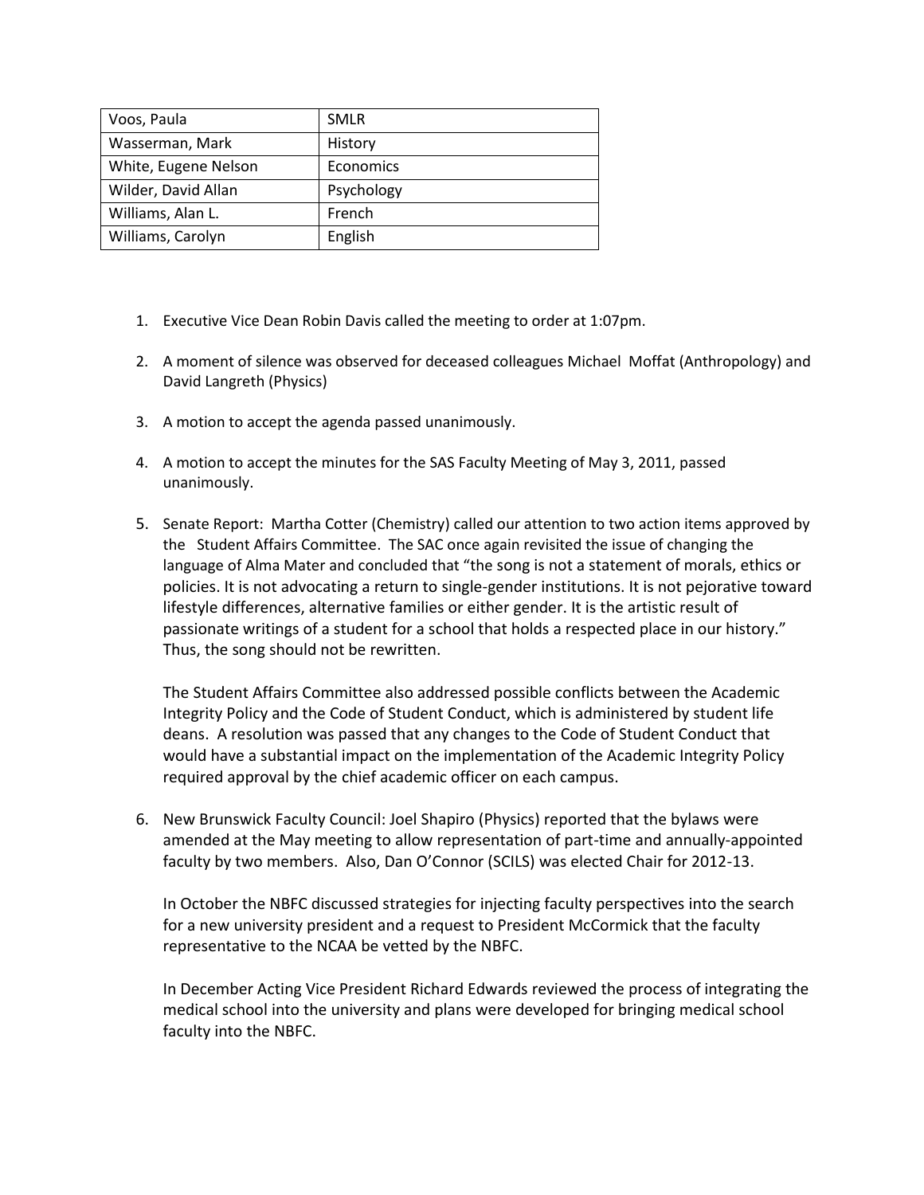| Voos, Paula | SMLR |
|---|---|
| Wasserman, Mark | History |
| White, Eugene Nelson | Economics |
| Wilder, David Allan | Psychology |
| Williams, Alan L. | French |
| Williams, Carolyn | English |

1. Executive Vice Dean Robin Davis called the meeting to order at 1:07pm.

2. A moment of silence was observed for deceased colleagues Michael Moffat (Anthropology) and David Langreth (Physics)

3. A motion to accept the agenda passed unanimously.

4. A motion to accept the minutes for the SAS Faculty Meeting of May 3, 2011, passed unanimously.

5. Senate Report: Martha Cotter (Chemistry) called our attention to two action items approved by the Student Affairs Committee. The SAC once again revisited the issue of changing the language of Alma Mater and concluded that "the song is not a statement of morals, ethics or policies. It is not advocating a return to single-gender institutions. It is not pejorative toward lifestyle differences, alternative families or either gender. It is the artistic result of passionate writings of a student for a school that holds a respected place in our history." Thus, the song should not be rewritten.

   The Student Affairs Committee also addressed possible conflicts between the Academic Integrity Policy and the Code of Student Conduct, which is administered by student life deans. A resolution was passed that any changes to the Code of Student Conduct that would have a substantial impact on the implementation of the Academic Integrity Policy required approval by the chief academic officer on each campus.

6. New Brunswick Faculty Council: Joel Shapiro (Physics) reported that the bylaws were amended at the May meeting to allow representation of part-time and annually-appointed faculty by two members. Also, Dan O'Connor (SCILS) was elected Chair for 2012-13.

   In October the NBFC discussed strategies for injecting faculty perspectives into the search for a new university president and a request to President McCormick that the faculty representative to the NCAA be vetted by the NBFC.

   In December Acting Vice President Richard Edwards reviewed the process of integrating the medical school into the university and plans were developed for bringing medical school faculty into the NBFC.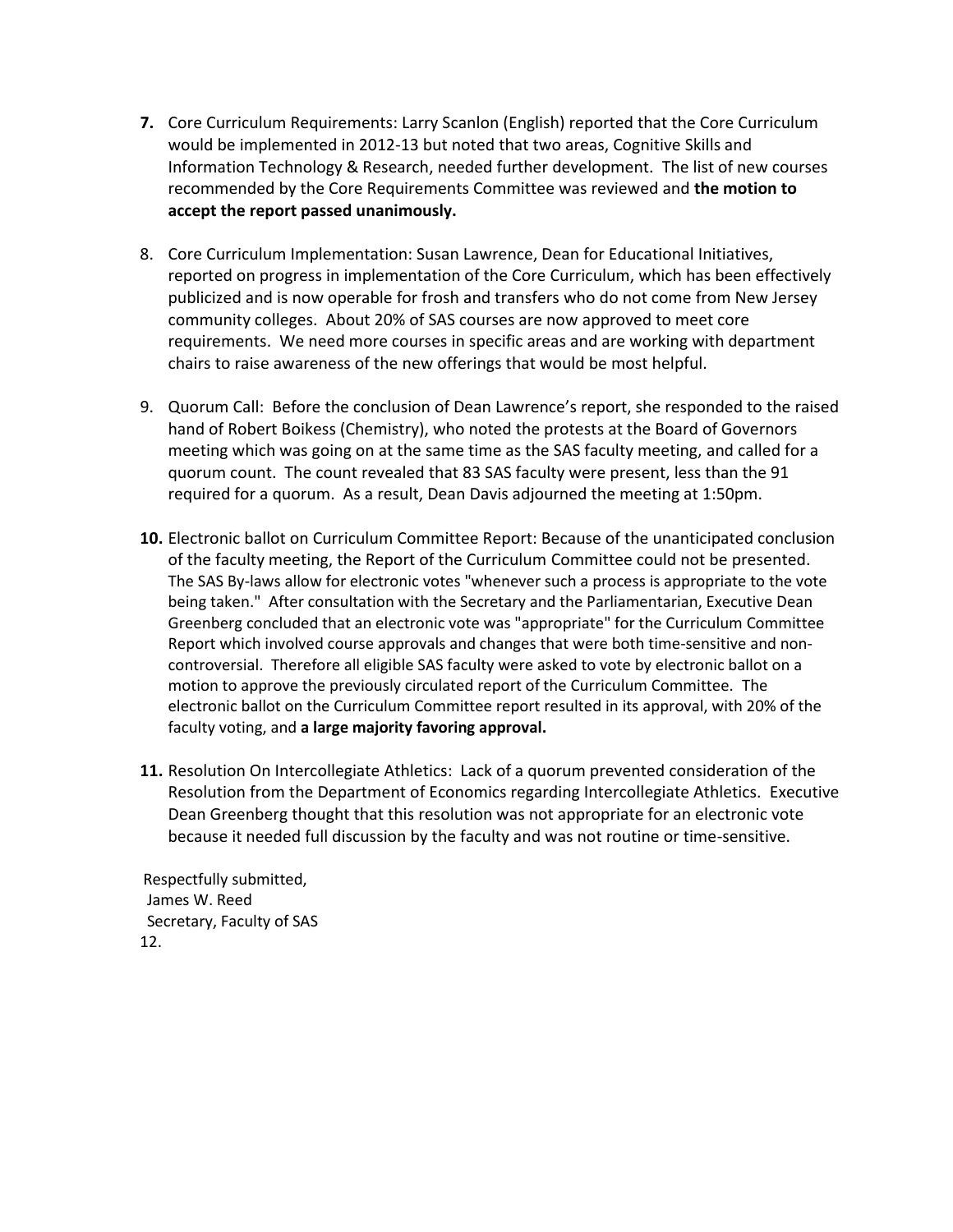**7.** Core Curriculum Requirements: Larry Scanlon (English) reported that the Core Curriculum would be implemented in 2012-13 but noted that two areas, Cognitive Skills and Information Technology & Research, needed further development. The list of new courses recommended by the Core Requirements Committee was reviewed and **the motion to accept the report passed unanimously.**

8. Core Curriculum Implementation: Susan Lawrence, Dean for Educational Initiatives, reported on progress in implementation of the Core Curriculum, which has been effectively publicized and is now operable for frosh and transfers who do not come from New Jersey community colleges. About 20% of SAS courses are now approved to meet core requirements. We need more courses in specific areas and are working with department chairs to raise awareness of the new offerings that would be most helpful.

9. Quorum Call: Before the conclusion of Dean Lawrence's report, she responded to the raised hand of Robert Boikess (Chemistry), who noted the protests at the Board of Governors meeting which was going on at the same time as the SAS faculty meeting, and called for a quorum count. The count revealed that 83 SAS faculty were present, less than the 91 required for a quorum. As a result, Dean Davis adjourned the meeting at 1:50pm.

**10.** Electronic ballot on Curriculum Committee Report: Because of the unanticipated conclusion of the faculty meeting, the Report of the Curriculum Committee could not be presented. The SAS By-laws allow for electronic votes "whenever such a process is appropriate to the vote being taken." After consultation with the Secretary and the Parliamentarian, Executive Dean Greenberg concluded that an electronic vote was "appropriate" for the Curriculum Committee Report which involved course approvals and changes that were both time-sensitive and non-controversial. Therefore all eligible SAS faculty were asked to vote by electronic ballot on a motion to approve the previously circulated report of the Curriculum Committee. The electronic ballot on the Curriculum Committee report resulted in its approval, with 20% of the faculty voting, and **a large majority favoring approval.**

**11.** Resolution On Intercollegiate Athletics: Lack of a quorum prevented consideration of the Resolution from the Department of Economics regarding Intercollegiate Athletics. Executive Dean Greenberg thought that this resolution was not appropriate for an electronic vote because it needed full discussion by the faculty and was not routine or time-sensitive.

Respectfully submitted,
James W. Reed
Secretary, Faculty of SAS

12.